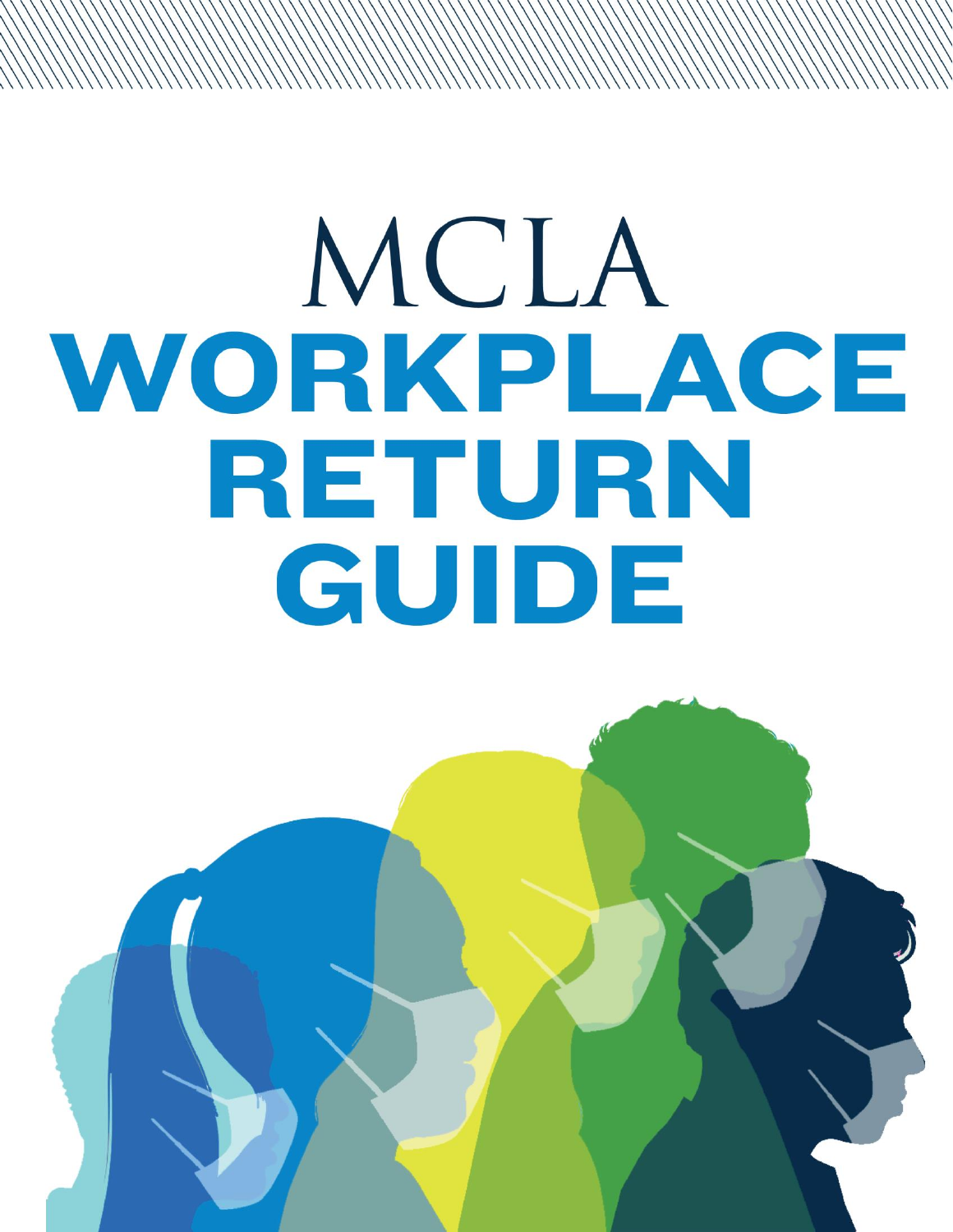# MCLA

# WORKPLACE RETURN GUIDE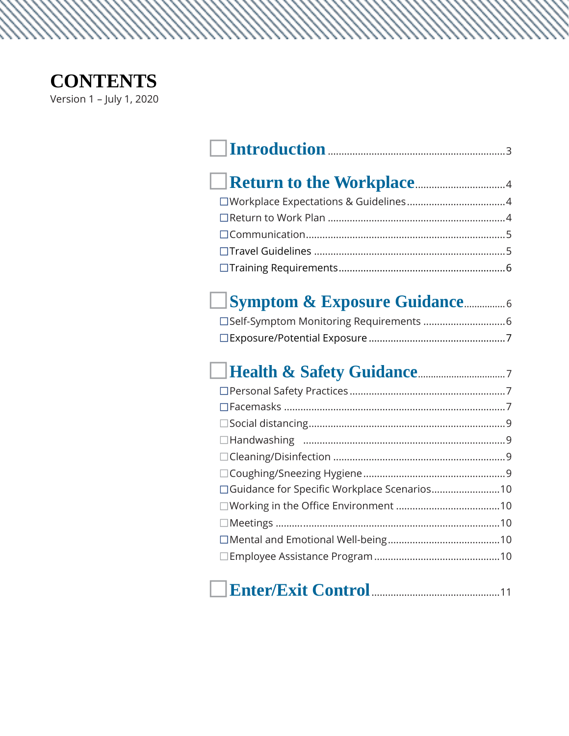# CONTENTS

Version 1 – July 1, 2020

- ☐ **Introduction** ........ 3
- ☐ **Return to the Workplace** ........ 4
  - ☐ Workplace Expectations & Guidelines ........ 4
  - ☐ Return to Work Plan ........ 4
  - ☐ Communication ........ 5
  - ☐ Travel Guidelines ........ 5
  - ☐ Training Requirements ........ 6
- ☐ **Symptom & Exposure Guidance** ........ 6
  - ☐ Self-Symptom Monitoring Requirements ........ 6
  - ☐ Exposure/Potential Exposure ........ 7
- ☐ **Health & Safety Guidance** ........ 7
  - ☐ Personal Safety Practices ........ 7
  - ☐ Facemasks ........ 7
  - ☐ Social distancing ........ 9
  - ☐ Handwashing ........ 9
  - ☐ Cleaning/Disinfection ........ 9
  - ☐ Coughing/Sneezing Hygiene ........ 9
  - ☐ Guidance for Specific Workplace Scenarios ........ 10
  - ☐ Working in the Office Environment ........ 10
  - ☐ Meetings ........ 10
  - ☐ Mental and Emotional Well-being ........ 10
  - ☐ Employee Assistance Program ........ 10
- ☐ **Enter/Exit Control** ........ 11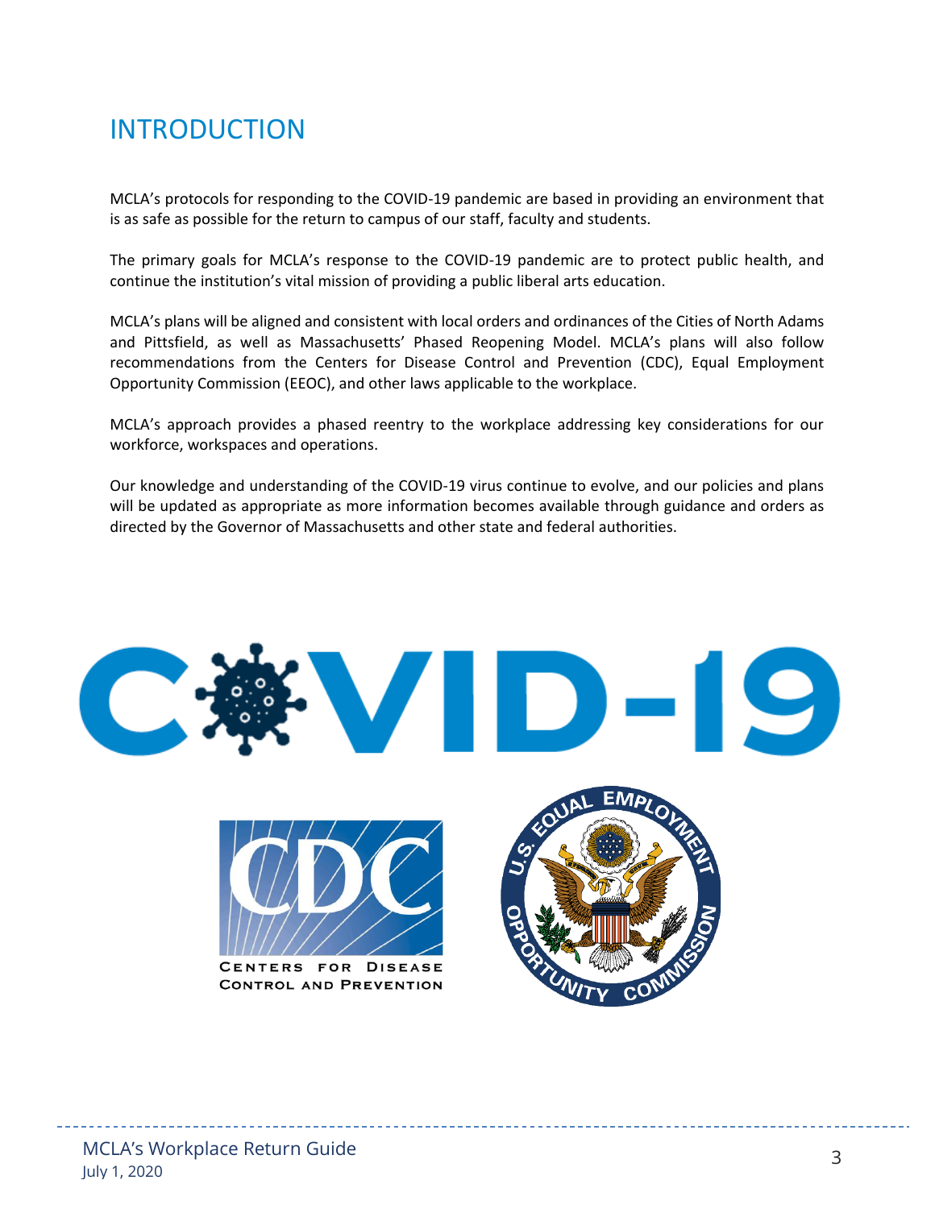# INTRODUCTION

MCLA's protocols for responding to the COVID-19 pandemic are based in providing an environment that is as safe as possible for the return to campus of our staff, faculty and students.

The primary goals for MCLA's response to the COVID-19 pandemic are to protect public health, and continue the institution's vital mission of providing a public liberal arts education.

MCLA's plans will be aligned and consistent with local orders and ordinances of the Cities of North Adams and Pittsfield, as well as Massachusetts' Phased Reopening Model. MCLA's plans will also follow recommendations from the Centers for Disease Control and Prevention (CDC), Equal Employment Opportunity Commission (EEOC), and other laws applicable to the workplace.

MCLA's approach provides a phased reentry to the workplace addressing key considerations for our workforce, workspaces and operations.

Our knowledge and understanding of the COVID-19 virus continue to evolve, and our policies and plans will be updated as appropriate as more information becomes available through guidance and orders as directed by the Governor of Massachusetts and other state and federal authorities.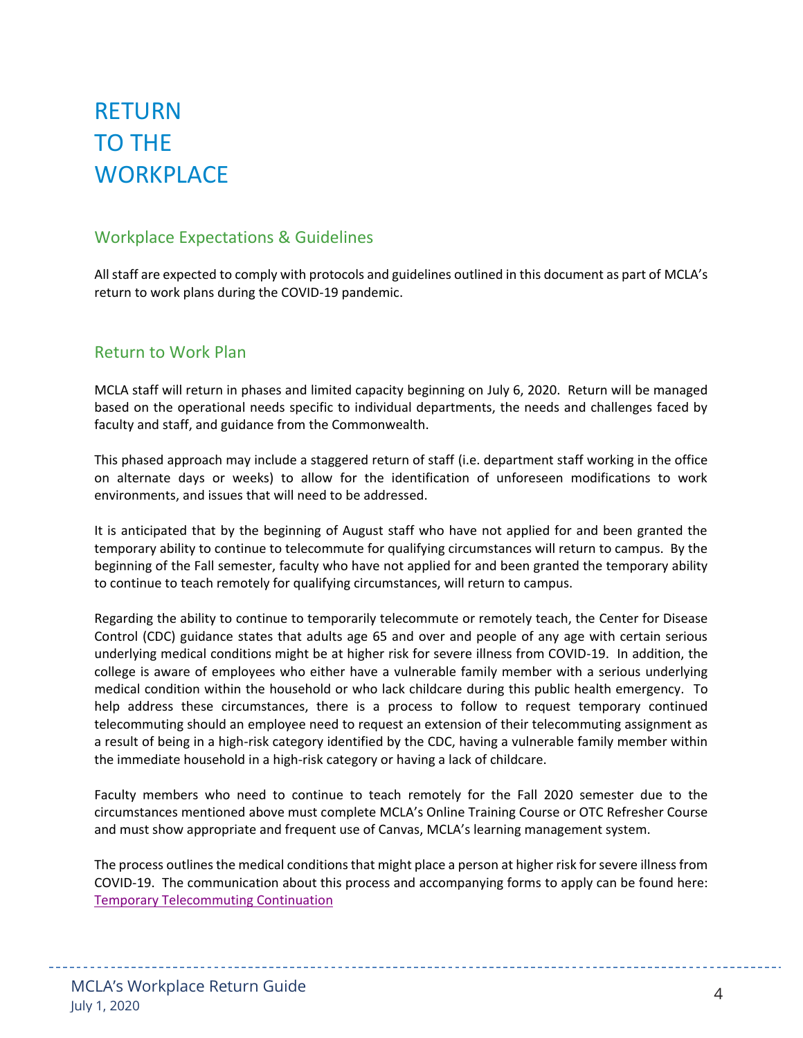# RETURN TO THE WORKPLACE

## Workplace Expectations & Guidelines

All staff are expected to comply with protocols and guidelines outlined in this document as part of MCLA's return to work plans during the COVID-19 pandemic.

## Return to Work Plan

MCLA staff will return in phases and limited capacity beginning on July 6, 2020. Return will be managed based on the operational needs specific to individual departments, the needs and challenges faced by faculty and staff, and guidance from the Commonwealth.

This phased approach may include a staggered return of staff (i.e. department staff working in the office on alternate days or weeks) to allow for the identification of unforeseen modifications to work environments, and issues that will need to be addressed.

It is anticipated that by the beginning of August staff who have not applied for and been granted the temporary ability to continue to telecommute for qualifying circumstances will return to campus. By the beginning of the Fall semester, faculty who have not applied for and been granted the temporary ability to continue to teach remotely for qualifying circumstances, will return to campus.

Regarding the ability to continue to temporarily telecommute or remotely teach, the Center for Disease Control (CDC) guidance states that adults age 65 and over and people of any age with certain serious underlying medical conditions might be at higher risk for severe illness from COVID-19. In addition, the college is aware of employees who either have a vulnerable family member with a serious underlying medical condition within the household or who lack childcare during this public health emergency. To help address these circumstances, there is a process to follow to request temporary continued telecommuting should an employee need to request an extension of their telecommuting assignment as a result of being in a high-risk category identified by the CDC, having a vulnerable family member within the immediate household in a high-risk category or having a lack of childcare.

Faculty members who need to continue to teach remotely for the Fall 2020 semester due to the circumstances mentioned above must complete MCLA's Online Training Course or OTC Refresher Course and must show appropriate and frequent use of Canvas, MCLA's learning management system.

The process outlines the medical conditions that might place a person at higher risk for severe illness from COVID-19. The communication about this process and accompanying forms to apply can be found here: Temporary Telecommuting Continuation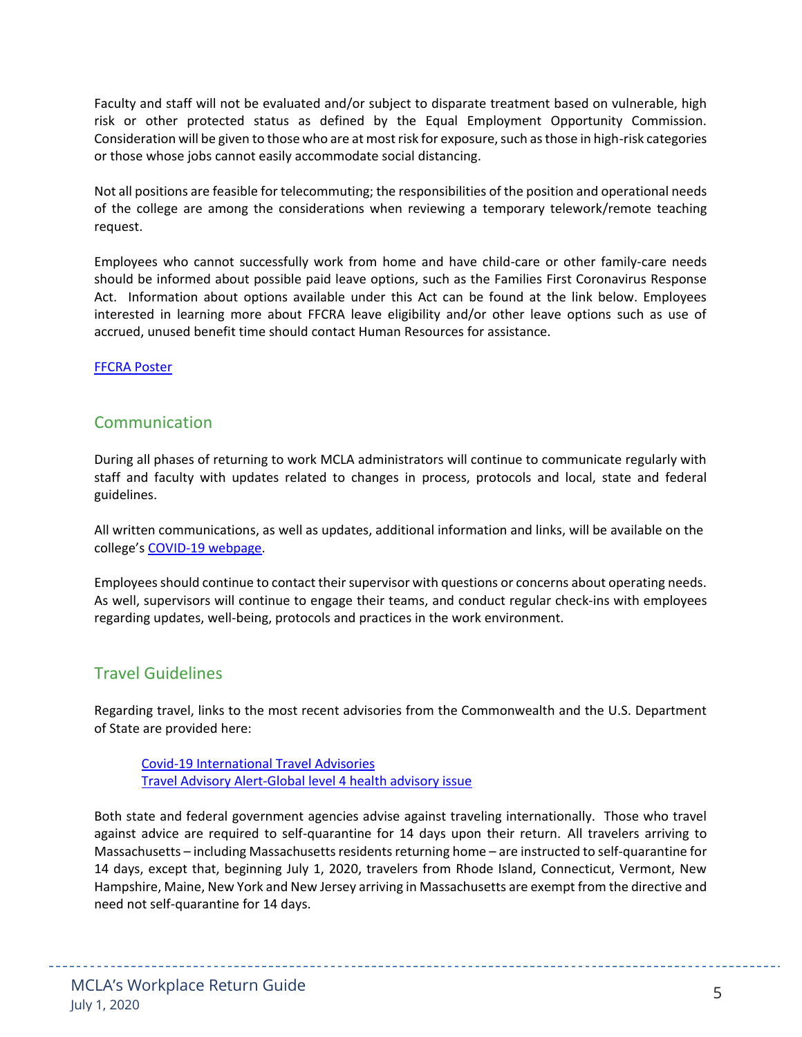Faculty and staff will not be evaluated and/or subject to disparate treatment based on vulnerable, high risk or other protected status as defined by the Equal Employment Opportunity Commission. Consideration will be given to those who are at most risk for exposure, such as those in high-risk categories or those whose jobs cannot easily accommodate social distancing.

Not all positions are feasible for telecommuting; the responsibilities of the position and operational needs of the college are among the considerations when reviewing a temporary telework/remote teaching request.

Employees who cannot successfully work from home and have child-care or other family-care needs should be informed about possible paid leave options, such as the Families First Coronavirus Response Act. Information about options available under this Act can be found at the link below. Employees interested in learning more about FFCRA leave eligibility and/or other leave options such as use of accrued, unused benefit time should contact Human Resources for assistance.

FFCRA Poster

## Communication

During all phases of returning to work MCLA administrators will continue to communicate regularly with staff and faculty with updates related to changes in process, protocols and local, state and federal guidelines.

All written communications, as well as updates, additional information and links, will be available on the college's COVID-19 webpage.

Employees should continue to contact their supervisor with questions or concerns about operating needs. As well, supervisors will continue to engage their teams, and conduct regular check-ins with employees regarding updates, well-being, protocols and practices in the work environment.

## Travel Guidelines

Regarding travel, links to the most recent advisories from the Commonwealth and the U.S. Department of State are provided here:

Covid-19 International Travel Advisories
Travel Advisory Alert-Global level 4 health advisory issue

Both state and federal government agencies advise against traveling internationally. Those who travel against advice are required to self-quarantine for 14 days upon their return. All travelers arriving to Massachusetts – including Massachusetts residents returning home – are instructed to self-quarantine for 14 days, except that, beginning July 1, 2020, travelers from Rhode Island, Connecticut, Vermont, New Hampshire, Maine, New York and New Jersey arriving in Massachusetts are exempt from the directive and need not self-quarantine for 14 days.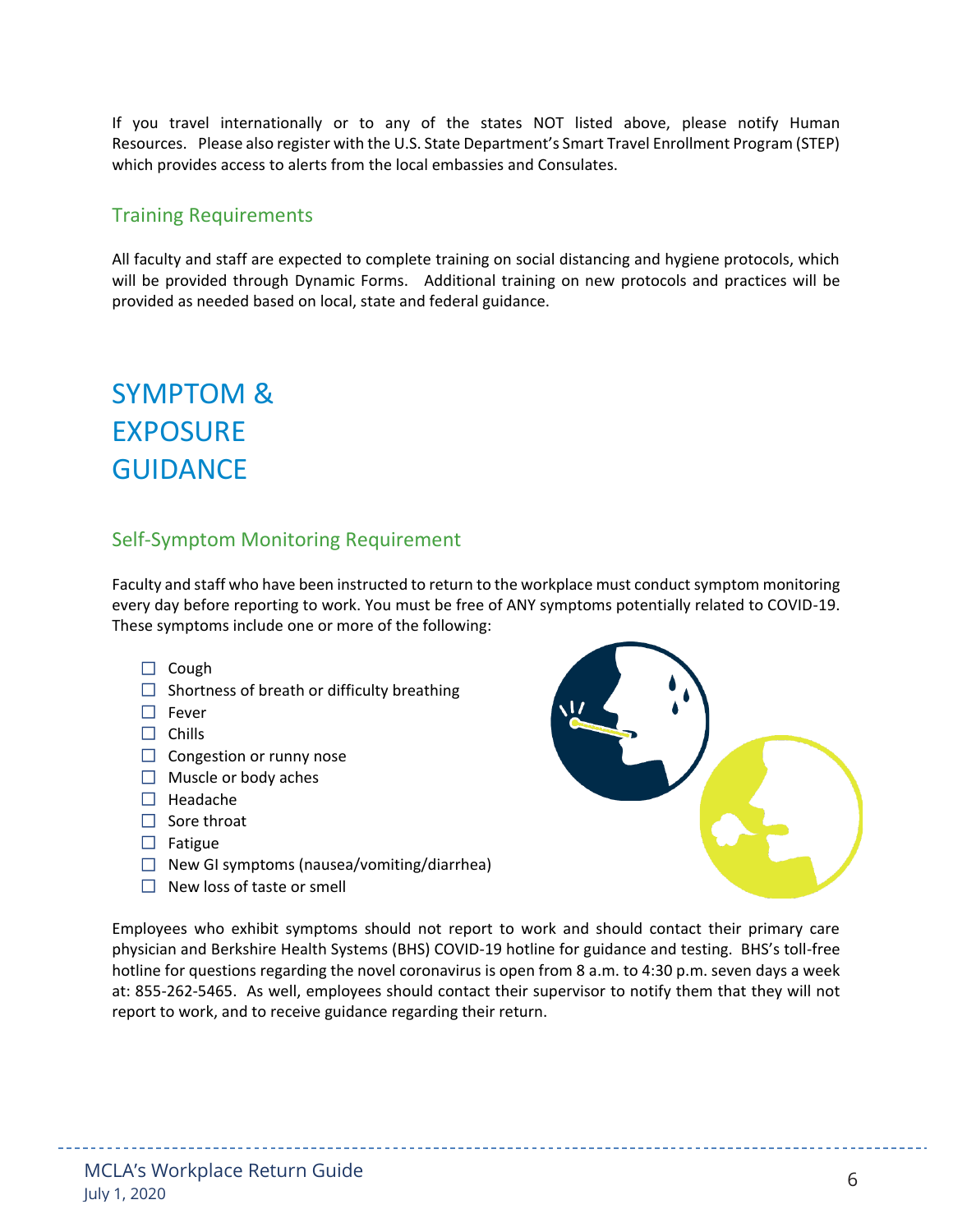If you travel internationally or to any of the states NOT listed above, please notify Human Resources. Please also register with the U.S. State Department's Smart Travel Enrollment Program (STEP) which provides access to alerts from the local embassies and Consulates.

## Training Requirements

All faculty and staff are expected to complete training on social distancing and hygiene protocols, which will be provided through Dynamic Forms. Additional training on new protocols and practices will be provided as needed based on local, state and federal guidance.

# SYMPTOM & EXPOSURE GUIDANCE

## Self-Symptom Monitoring Requirement

Faculty and staff who have been instructed to return to the workplace must conduct symptom monitoring every day before reporting to work. You must be free of ANY symptoms potentially related to COVID-19. These symptoms include one or more of the following:

- ☐ Cough
- ☐ Shortness of breath or difficulty breathing
- ☐ Fever
- ☐ Chills
- ☐ Congestion or runny nose
- ☐ Muscle or body aches
- ☐ Headache
- ☐ Sore throat
- ☐ Fatigue
- ☐ New GI symptoms (nausea/vomiting/diarrhea)
- ☐ New loss of taste or smell

Employees who exhibit symptoms should not report to work and should contact their primary care physician and Berkshire Health Systems (BHS) COVID-19 hotline for guidance and testing. BHS's toll-free hotline for questions regarding the novel coronavirus is open from 8 a.m. to 4:30 p.m. seven days a week at: 855-262-5465. As well, employees should contact their supervisor to notify them that they will not report to work, and to receive guidance regarding their return.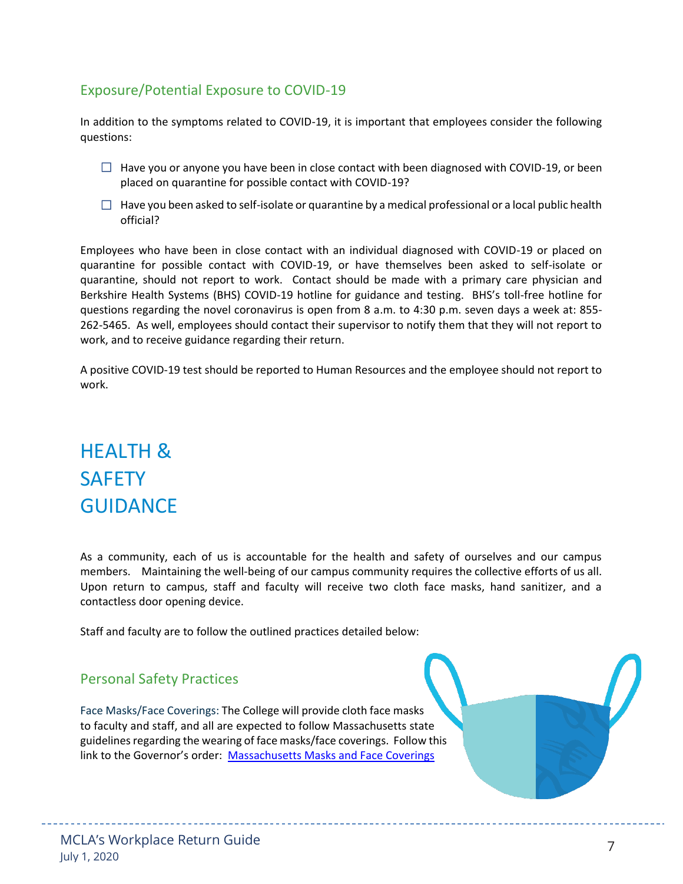## Exposure/Potential Exposure to COVID-19

In addition to the symptoms related to COVID-19, it is important that employees consider the following questions:

- ☐ Have you or anyone you have been in close contact with been diagnosed with COVID-19, or been placed on quarantine for possible contact with COVID-19?
- ☐ Have you been asked to self-isolate or quarantine by a medical professional or a local public health official?

Employees who have been in close contact with an individual diagnosed with COVID-19 or placed on quarantine for possible contact with COVID-19, or have themselves been asked to self-isolate or quarantine, should not report to work. Contact should be made with a primary care physician and Berkshire Health Systems (BHS) COVID-19 hotline for guidance and testing. BHS's toll-free hotline for questions regarding the novel coronavirus is open from 8 a.m. to 4:30 p.m. seven days a week at: 855-262-5465. As well, employees should contact their supervisor to notify them that they will not report to work, and to receive guidance regarding their return.

A positive COVID-19 test should be reported to Human Resources and the employee should not report to work.

# HEALTH & SAFETY GUIDANCE

As a community, each of us is accountable for the health and safety of ourselves and our campus members. Maintaining the well-being of our campus community requires the collective efforts of us all. Upon return to campus, staff and faculty will receive two cloth face masks, hand sanitizer, and a contactless door opening device.

Staff and faculty are to follow the outlined practices detailed below:

## Personal Safety Practices

Face Masks/Face Coverings: The College will provide cloth face masks to faculty and staff, and all are expected to follow Massachusetts state guidelines regarding the wearing of face masks/face coverings. Follow this link to the Governor's order: [Massachusetts Masks and Face Coverings]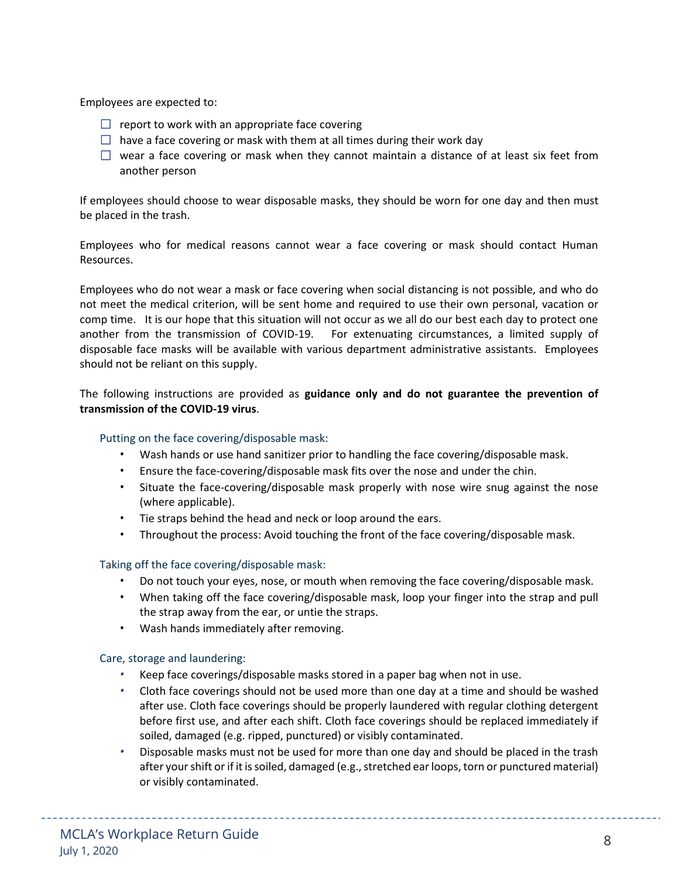Employees are expected to:

- ☐ report to work with an appropriate face covering
- ☐ have a face covering or mask with them at all times during their work day
- ☐ wear a face covering or mask when they cannot maintain a distance of at least six feet from another person

If employees should choose to wear disposable masks, they should be worn for one day and then must be placed in the trash.

Employees who for medical reasons cannot wear a face covering or mask should contact Human Resources.

Employees who do not wear a mask or face covering when social distancing is not possible, and who do not meet the medical criterion, will be sent home and required to use their own personal, vacation or comp time. It is our hope that this situation will not occur as we all do our best each day to protect one another from the transmission of COVID-19. For extenuating circumstances, a limited supply of disposable face masks will be available with various department administrative assistants. Employees should not be reliant on this supply.

The following instructions are provided as **guidance only and do not guarantee the prevention of transmission of the COVID-19 virus**.

### Putting on the face covering/disposable mask:

- Wash hands or use hand sanitizer prior to handling the face covering/disposable mask.
- Ensure the face-covering/disposable mask fits over the nose and under the chin.
- Situate the face-covering/disposable mask properly with nose wire snug against the nose (where applicable).
- Tie straps behind the head and neck or loop around the ears.
- Throughout the process: Avoid touching the front of the face covering/disposable mask.

### Taking off the face covering/disposable mask:

- Do not touch your eyes, nose, or mouth when removing the face covering/disposable mask.
- When taking off the face covering/disposable mask, loop your finger into the strap and pull the strap away from the ear, or untie the straps.
- Wash hands immediately after removing.

### Care, storage and laundering:

- Keep face coverings/disposable masks stored in a paper bag when not in use.
- Cloth face coverings should not be used more than one day at a time and should be washed after use. Cloth face coverings should be properly laundered with regular clothing detergent before first use, and after each shift. Cloth face coverings should be replaced immediately if soiled, damaged (e.g. ripped, punctured) or visibly contaminated.
- Disposable masks must not be used for more than one day and should be placed in the trash after your shift or if it is soiled, damaged (e.g., stretched ear loops, torn or punctured material) or visibly contaminated.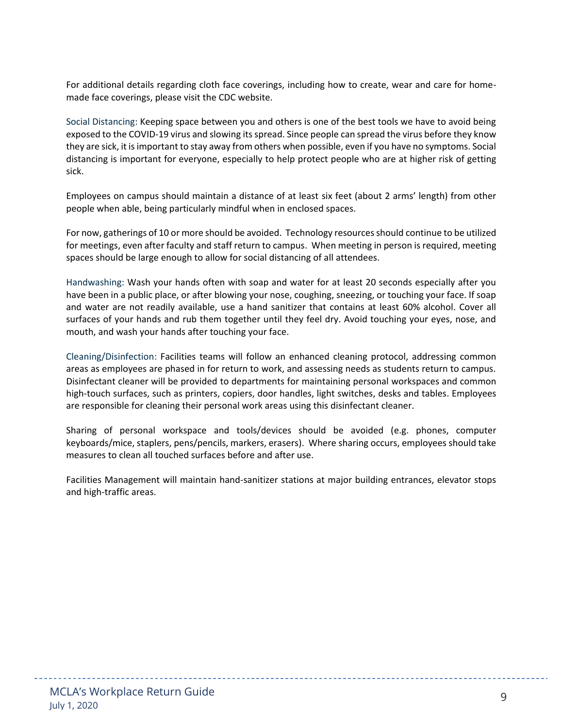For additional details regarding cloth face coverings, including how to create, wear and care for home-made face coverings, please visit the CDC website.

Social Distancing: Keeping space between you and others is one of the best tools we have to avoid being exposed to the COVID-19 virus and slowing its spread. Since people can spread the virus before they know they are sick, it is important to stay away from others when possible, even if you have no symptoms. Social distancing is important for everyone, especially to help protect people who are at higher risk of getting sick.

Employees on campus should maintain a distance of at least six feet (about 2 arms' length) from other people when able, being particularly mindful when in enclosed spaces.

For now, gatherings of 10 or more should be avoided. Technology resources should continue to be utilized for meetings, even after faculty and staff return to campus. When meeting in person is required, meeting spaces should be large enough to allow for social distancing of all attendees.

Handwashing: Wash your hands often with soap and water for at least 20 seconds especially after you have been in a public place, or after blowing your nose, coughing, sneezing, or touching your face. If soap and water are not readily available, use a hand sanitizer that contains at least 60% alcohol. Cover all surfaces of your hands and rub them together until they feel dry. Avoid touching your eyes, nose, and mouth, and wash your hands after touching your face.

Cleaning/Disinfection: Facilities teams will follow an enhanced cleaning protocol, addressing common areas as employees are phased in for return to work, and assessing needs as students return to campus. Disinfectant cleaner will be provided to departments for maintaining personal workspaces and common high-touch surfaces, such as printers, copiers, door handles, light switches, desks and tables. Employees are responsible for cleaning their personal work areas using this disinfectant cleaner.

Sharing of personal workspace and tools/devices should be avoided (e.g. phones, computer keyboards/mice, staplers, pens/pencils, markers, erasers). Where sharing occurs, employees should take measures to clean all touched surfaces before and after use.

Facilities Management will maintain hand-sanitizer stations at major building entrances, elevator stops and high-traffic areas.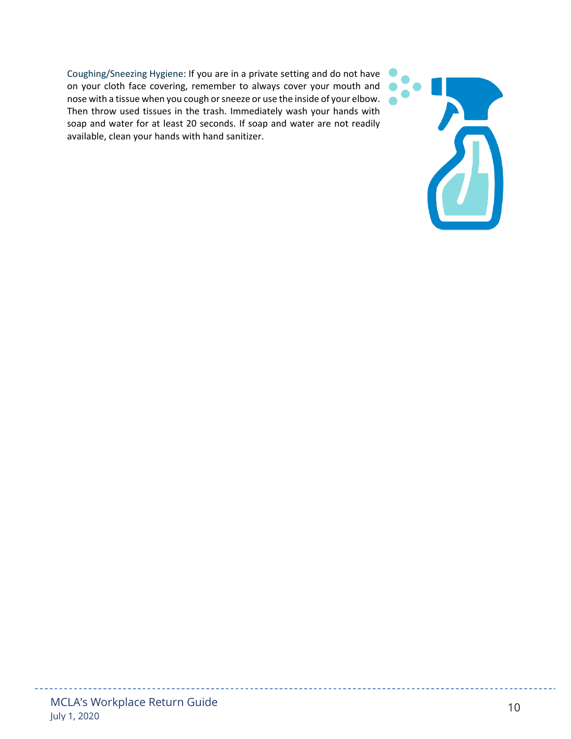Coughing/Sneezing Hygiene: If you are in a private setting and do not have on your cloth face covering, remember to always cover your mouth and nose with a tissue when you cough or sneeze or use the inside of your elbow. Then throw used tissues in the trash. Immediately wash your hands with soap and water for at least 20 seconds. If soap and water are not readily available, clean your hands with hand sanitizer.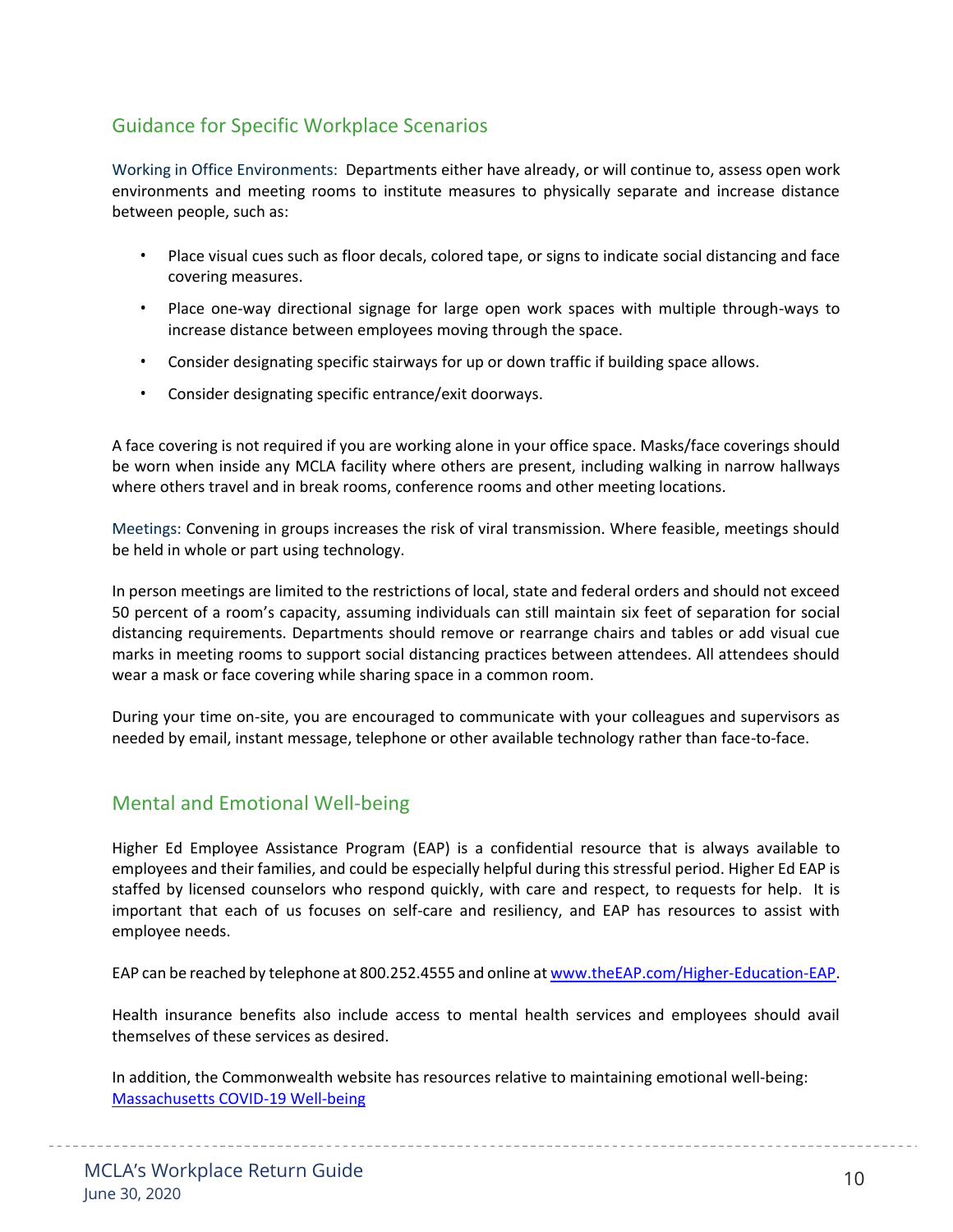## Guidance for Specific Workplace Scenarios

Working in Office Environments: Departments either have already, or will continue to, assess open work environments and meeting rooms to institute measures to physically separate and increase distance between people, such as:

- Place visual cues such as floor decals, colored tape, or signs to indicate social distancing and face covering measures.
- Place one-way directional signage for large open work spaces with multiple through-ways to increase distance between employees moving through the space.
- Consider designating specific stairways for up or down traffic if building space allows.
- Consider designating specific entrance/exit doorways.

A face covering is not required if you are working alone in your office space. Masks/face coverings should be worn when inside any MCLA facility where others are present, including walking in narrow hallways where others travel and in break rooms, conference rooms and other meeting locations.

Meetings: Convening in groups increases the risk of viral transmission. Where feasible, meetings should be held in whole or part using technology.

In person meetings are limited to the restrictions of local, state and federal orders and should not exceed 50 percent of a room's capacity, assuming individuals can still maintain six feet of separation for social distancing requirements. Departments should remove or rearrange chairs and tables or add visual cue marks in meeting rooms to support social distancing practices between attendees. All attendees should wear a mask or face covering while sharing space in a common room.

During your time on-site, you are encouraged to communicate with your colleagues and supervisors as needed by email, instant message, telephone or other available technology rather than face-to-face.

## Mental and Emotional Well-being

Higher Ed Employee Assistance Program (EAP) is a confidential resource that is always available to employees and their families, and could be especially helpful during this stressful period. Higher Ed EAP is staffed by licensed counselors who respond quickly, with care and respect, to requests for help. It is important that each of us focuses on self-care and resiliency, and EAP has resources to assist with employee needs.

EAP can be reached by telephone at 800.252.4555 and online at [www.theEAP.com/Higher-Education-EAP](www.theEAP.com/Higher-Education-EAP).

Health insurance benefits also include access to mental health services and employees should avail themselves of these services as desired.

In addition, the Commonwealth website has resources relative to maintaining emotional well-being:
Massachusetts COVID-19 Well-being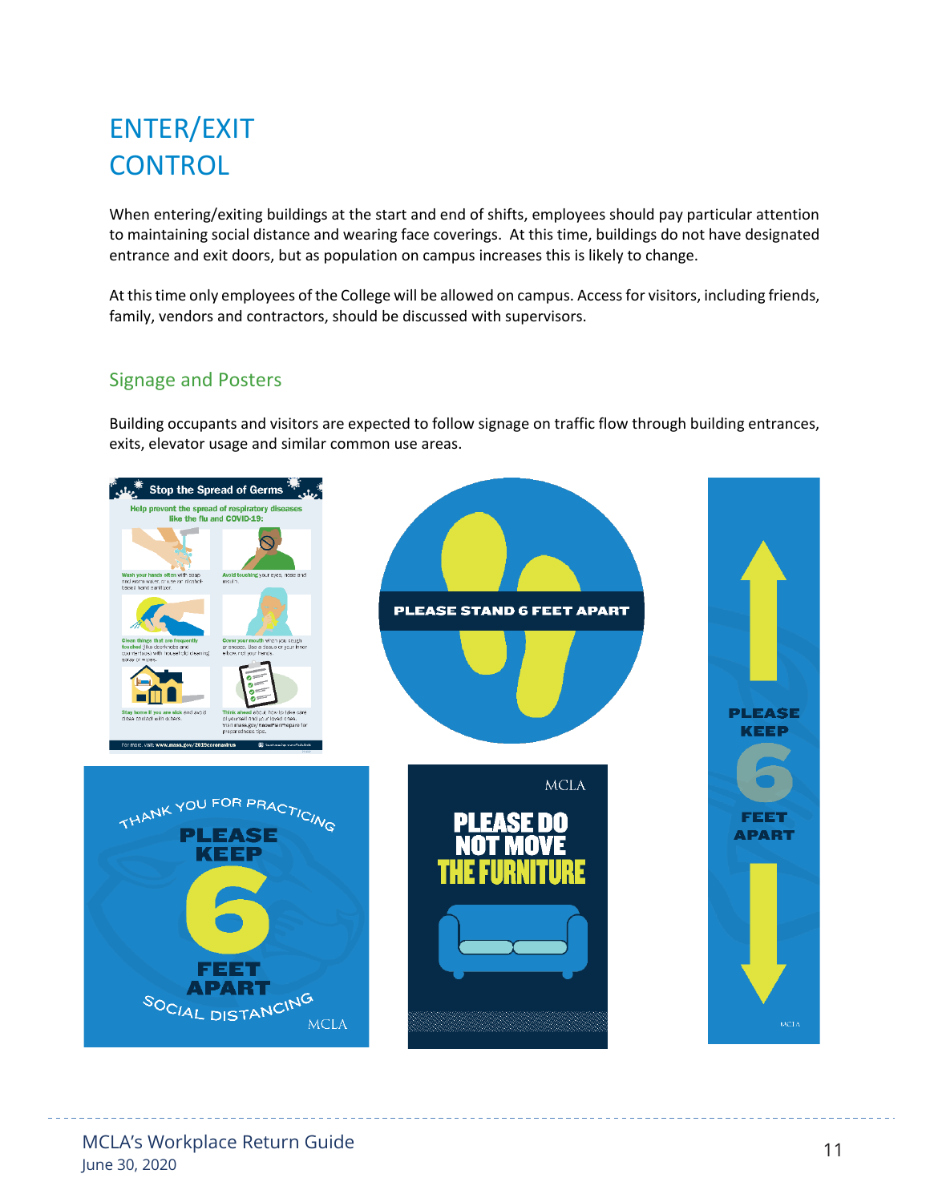# ENTER/EXIT CONTROL

When entering/exiting buildings at the start and end of shifts, employees should pay particular attention to maintaining social distance and wearing face coverings. At this time, buildings do not have designated entrance and exit doors, but as population on campus increases this is likely to change.

At this time only employees of the College will be allowed on campus. Access for visitors, including friends, family, vendors and contractors, should be discussed with supervisors.

## Signage and Posters

Building occupants and visitors are expected to follow signage on traffic flow through building entrances, exits, elevator usage and similar common use areas.